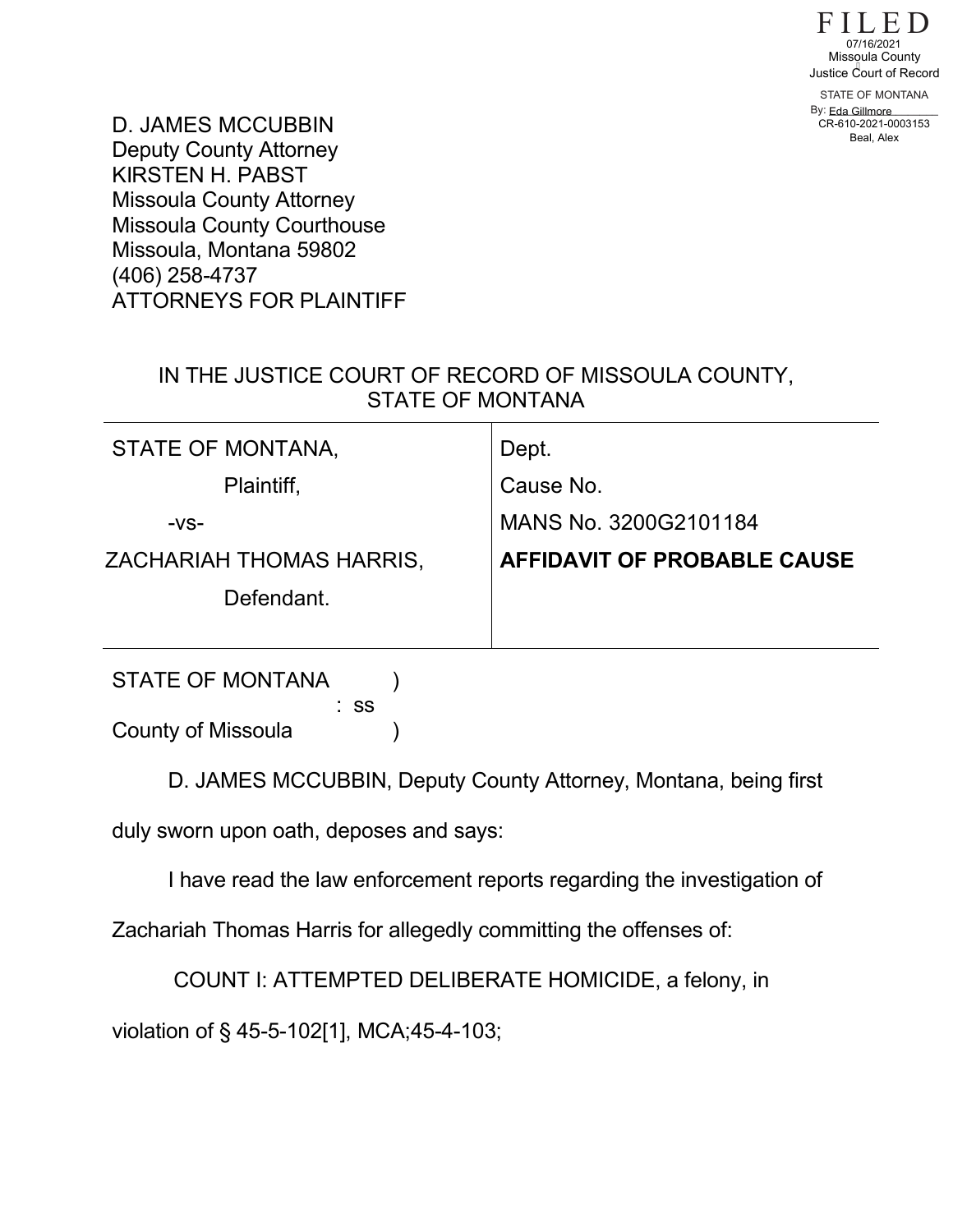FILED
07/16/2021
Missoula County
Justice Court of Record
STATE OF MONTANA
By: Eda Gillmore
CR-610-2021-0003153
Beal, Alex

D. JAMES MCCUBBIN
Deputy County Attorney
KIRSTEN H. PABST
Missoula County Attorney
Missoula County Courthouse
Missoula, Montana 59802
(406) 258-4737
ATTORNEYS FOR PLAINTIFF

IN THE JUSTICE COURT OF RECORD OF MISSOULA COUNTY, STATE OF MONTANA

| | |
|---|---|
| STATE OF MONTANA, | Dept. |
| Plaintiff, | Cause No. |
| -vs- | MANS No. 3200G2101184 |
| ZACHARIAH THOMAS HARRIS, | **AFFIDAVIT OF PROBABLE CAUSE** |
| Defendant. | |

STATE OF MONTANA )
: ss
County of Missoula )

D. JAMES MCCUBBIN, Deputy County Attorney, Montana, being first duly sworn upon oath, deposes and says:

I have read the law enforcement reports regarding the investigation of Zachariah Thomas Harris for allegedly committing the offenses of:

COUNT I: ATTEMPTED DELIBERATE HOMICIDE, a felony, in violation of § 45-5-102[1], MCA;45-4-103;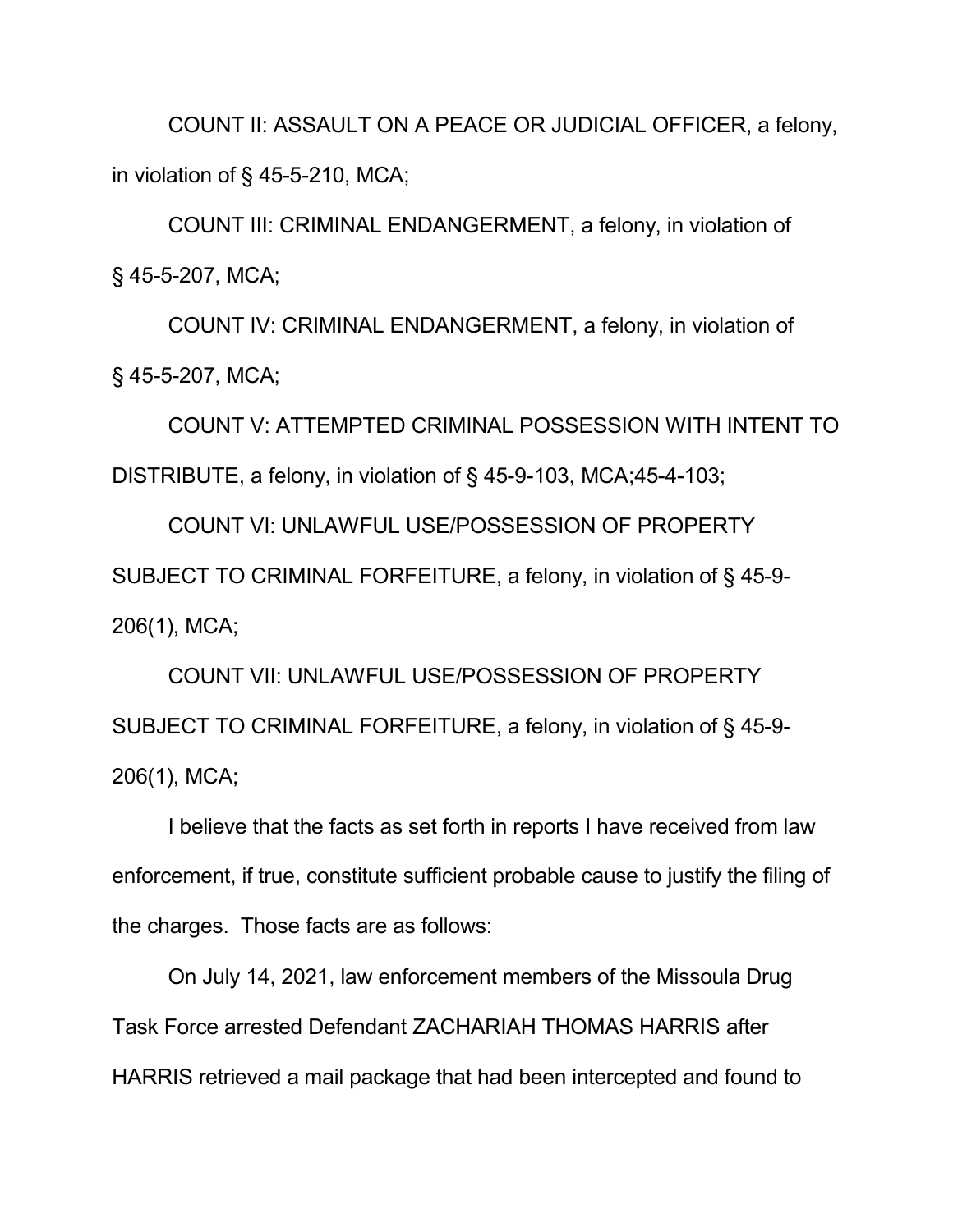COUNT II: ASSAULT ON A PEACE OR JUDICIAL OFFICER, a felony, in violation of § 45-5-210, MCA;

COUNT III: CRIMINAL ENDANGERMENT, a felony, in violation of § 45-5-207, MCA;

COUNT IV: CRIMINAL ENDANGERMENT, a felony, in violation of § 45-5-207, MCA;

COUNT V: ATTEMPTED CRIMINAL POSSESSION WITH INTENT TO DISTRIBUTE, a felony, in violation of § 45-9-103, MCA;45-4-103;

COUNT VI: UNLAWFUL USE/POSSESSION OF PROPERTY SUBJECT TO CRIMINAL FORFEITURE, a felony, in violation of § 45-9-206(1), MCA;

COUNT VII: UNLAWFUL USE/POSSESSION OF PROPERTY SUBJECT TO CRIMINAL FORFEITURE, a felony, in violation of § 45-9-206(1), MCA;

I believe that the facts as set forth in reports I have received from law enforcement, if true, constitute sufficient probable cause to justify the filing of the charges. Those facts are as follows:

On July 14, 2021, law enforcement members of the Missoula Drug Task Force arrested Defendant ZACHARIAH THOMAS HARRIS after HARRIS retrieved a mail package that had been intercepted and found to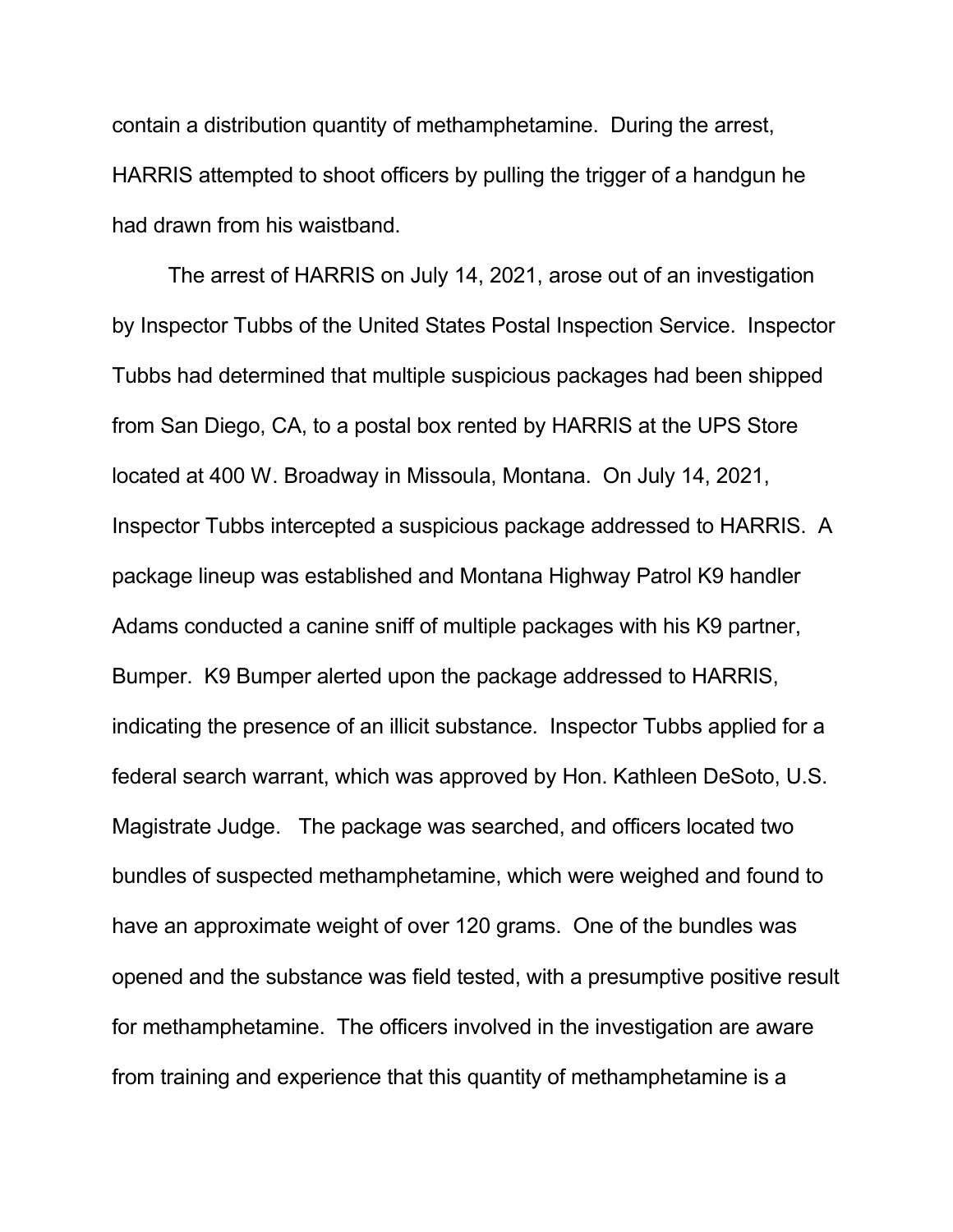contain a distribution quantity of methamphetamine. During the arrest, HARRIS attempted to shoot officers by pulling the trigger of a handgun he had drawn from his waistband.

The arrest of HARRIS on July 14, 2021, arose out of an investigation by Inspector Tubbs of the United States Postal Inspection Service. Inspector Tubbs had determined that multiple suspicious packages had been shipped from San Diego, CA, to a postal box rented by HARRIS at the UPS Store located at 400 W. Broadway in Missoula, Montana. On July 14, 2021, Inspector Tubbs intercepted a suspicious package addressed to HARRIS. A package lineup was established and Montana Highway Patrol K9 handler Adams conducted a canine sniff of multiple packages with his K9 partner, Bumper. K9 Bumper alerted upon the package addressed to HARRIS, indicating the presence of an illicit substance. Inspector Tubbs applied for a federal search warrant, which was approved by Hon. Kathleen DeSoto, U.S. Magistrate Judge. The package was searched, and officers located two bundles of suspected methamphetamine, which were weighed and found to have an approximate weight of over 120 grams. One of the bundles was opened and the substance was field tested, with a presumptive positive result for methamphetamine. The officers involved in the investigation are aware from training and experience that this quantity of methamphetamine is a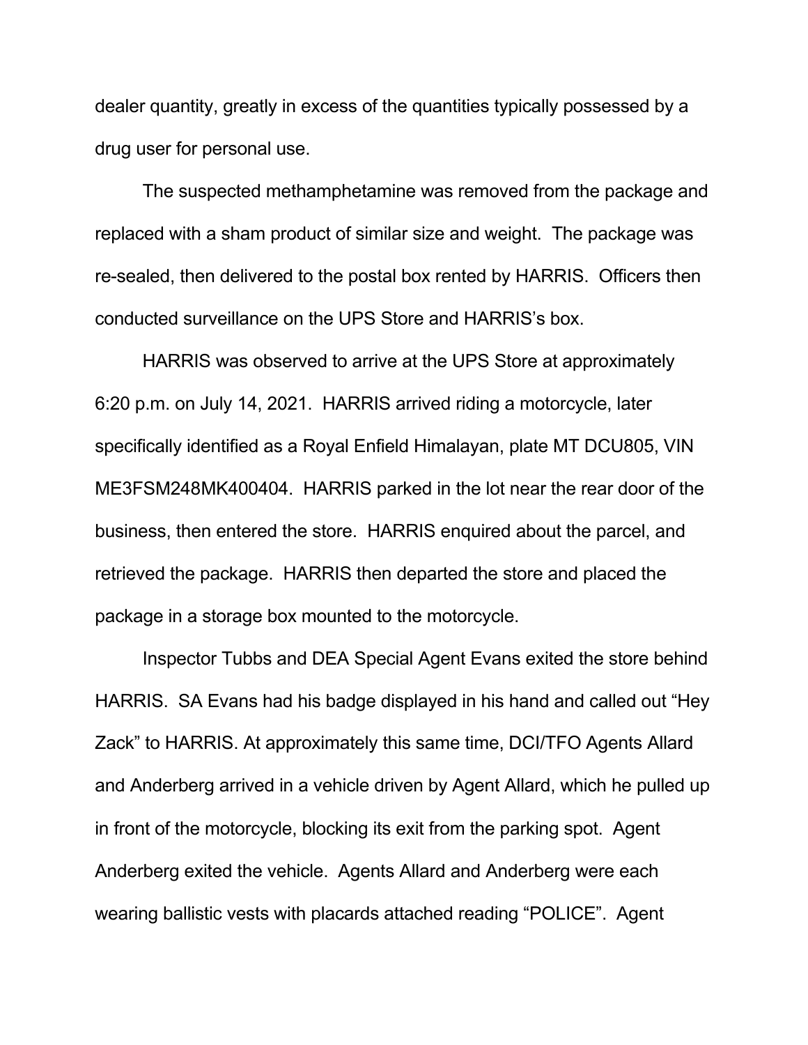dealer quantity, greatly in excess of the quantities typically possessed by a drug user for personal use.

The suspected methamphetamine was removed from the package and replaced with a sham product of similar size and weight. The package was re-sealed, then delivered to the postal box rented by HARRIS. Officers then conducted surveillance on the UPS Store and HARRIS's box.

HARRIS was observed to arrive at the UPS Store at approximately 6:20 p.m. on July 14, 2021. HARRIS arrived riding a motorcycle, later specifically identified as a Royal Enfield Himalayan, plate MT DCU805, VIN ME3FSM248MK400404. HARRIS parked in the lot near the rear door of the business, then entered the store. HARRIS enquired about the parcel, and retrieved the package. HARRIS then departed the store and placed the package in a storage box mounted to the motorcycle.

Inspector Tubbs and DEA Special Agent Evans exited the store behind HARRIS. SA Evans had his badge displayed in his hand and called out "Hey Zack" to HARRIS. At approximately this same time, DCI/TFO Agents Allard and Anderberg arrived in a vehicle driven by Agent Allard, which he pulled up in front of the motorcycle, blocking its exit from the parking spot. Agent Anderberg exited the vehicle. Agents Allard and Anderberg were each wearing ballistic vests with placards attached reading "POLICE". Agent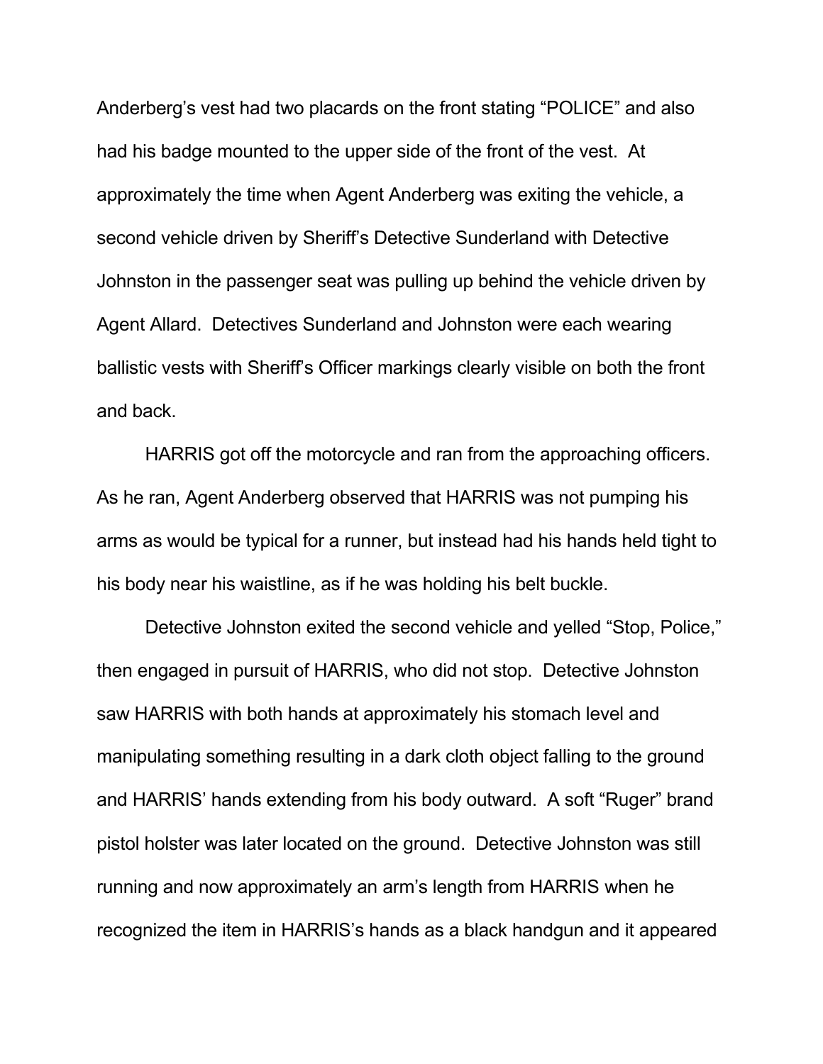Anderberg's vest had two placards on the front stating "POLICE" and also had his badge mounted to the upper side of the front of the vest. At approximately the time when Agent Anderberg was exiting the vehicle, a second vehicle driven by Sheriff's Detective Sunderland with Detective Johnston in the passenger seat was pulling up behind the vehicle driven by Agent Allard. Detectives Sunderland and Johnston were each wearing ballistic vests with Sheriff's Officer markings clearly visible on both the front and back.

HARRIS got off the motorcycle and ran from the approaching officers. As he ran, Agent Anderberg observed that HARRIS was not pumping his arms as would be typical for a runner, but instead had his hands held tight to his body near his waistline, as if he was holding his belt buckle.

Detective Johnston exited the second vehicle and yelled "Stop, Police," then engaged in pursuit of HARRIS, who did not stop. Detective Johnston saw HARRIS with both hands at approximately his stomach level and manipulating something resulting in a dark cloth object falling to the ground and HARRIS' hands extending from his body outward. A soft "Ruger" brand pistol holster was later located on the ground. Detective Johnston was still running and now approximately an arm's length from HARRIS when he recognized the item in HARRIS's hands as a black handgun and it appeared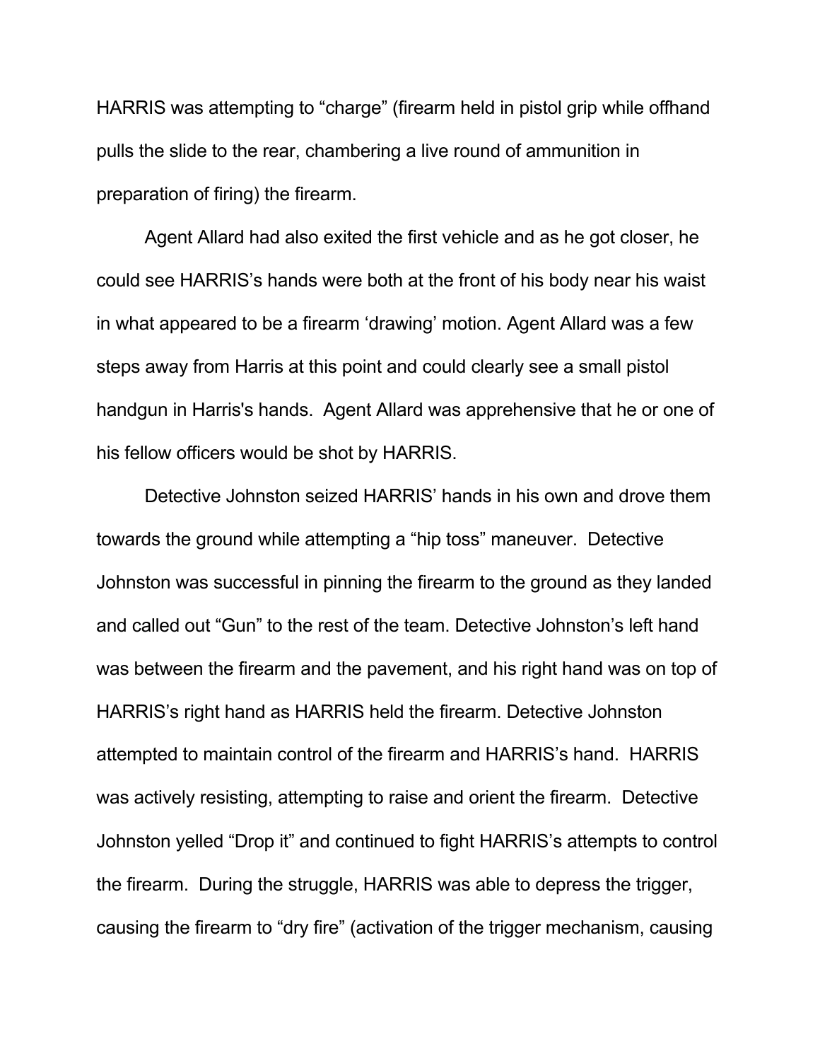HARRIS was attempting to "charge" (firearm held in pistol grip while offhand pulls the slide to the rear, chambering a live round of ammunition in preparation of firing) the firearm.

Agent Allard had also exited the first vehicle and as he got closer, he could see HARRIS's hands were both at the front of his body near his waist in what appeared to be a firearm 'drawing' motion. Agent Allard was a few steps away from Harris at this point and could clearly see a small pistol handgun in Harris's hands. Agent Allard was apprehensive that he or one of his fellow officers would be shot by HARRIS.

Detective Johnston seized HARRIS' hands in his own and drove them towards the ground while attempting a "hip toss" maneuver. Detective Johnston was successful in pinning the firearm to the ground as they landed and called out "Gun" to the rest of the team. Detective Johnston's left hand was between the firearm and the pavement, and his right hand was on top of HARRIS's right hand as HARRIS held the firearm. Detective Johnston attempted to maintain control of the firearm and HARRIS's hand. HARRIS was actively resisting, attempting to raise and orient the firearm. Detective Johnston yelled "Drop it" and continued to fight HARRIS's attempts to control the firearm. During the struggle, HARRIS was able to depress the trigger, causing the firearm to "dry fire" (activation of the trigger mechanism, causing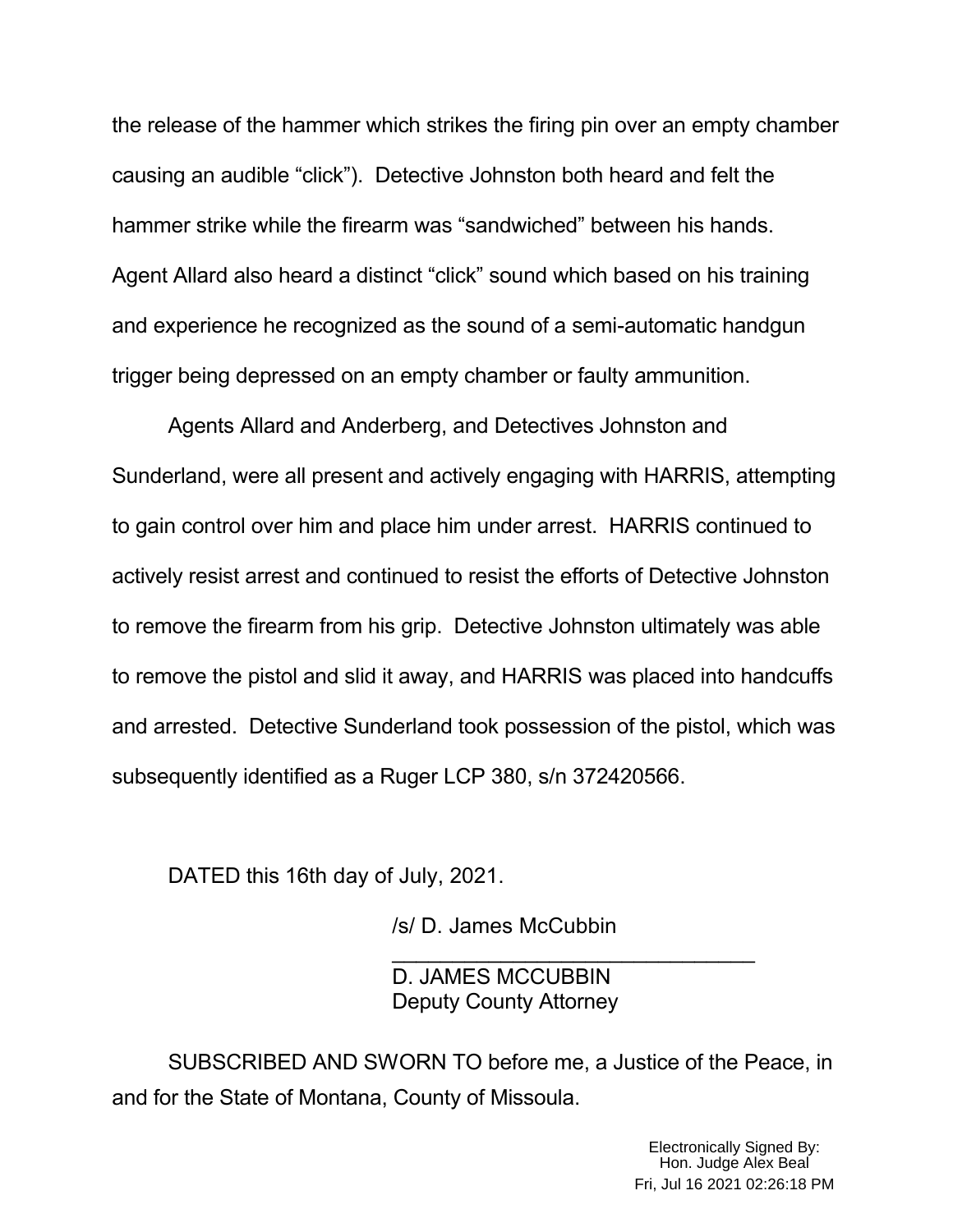the release of the hammer which strikes the firing pin over an empty chamber causing an audible "click"). Detective Johnston both heard and felt the hammer strike while the firearm was "sandwiched" between his hands. Agent Allard also heard a distinct "click" sound which based on his training and experience he recognized as the sound of a semi-automatic handgun trigger being depressed on an empty chamber or faulty ammunition.

Agents Allard and Anderberg, and Detectives Johnston and Sunderland, were all present and actively engaging with HARRIS, attempting to gain control over him and place him under arrest. HARRIS continued to actively resist arrest and continued to resist the efforts of Detective Johnston to remove the firearm from his grip. Detective Johnston ultimately was able to remove the pistol and slid it away, and HARRIS was placed into handcuffs and arrested. Detective Sunderland took possession of the pistol, which was subsequently identified as a Ruger LCP 380, s/n 372420566.

DATED this 16th day of July, 2021.

/s/ D. James McCubbin

D. JAMES MCCUBBIN
Deputy County Attorney

SUBSCRIBED AND SWORN TO before me, a Justice of the Peace, in and for the State of Montana, County of Missoula.

Electronically Signed By:
Hon. Judge Alex Beal
Fri, Jul 16 2021 02:26:18 PM